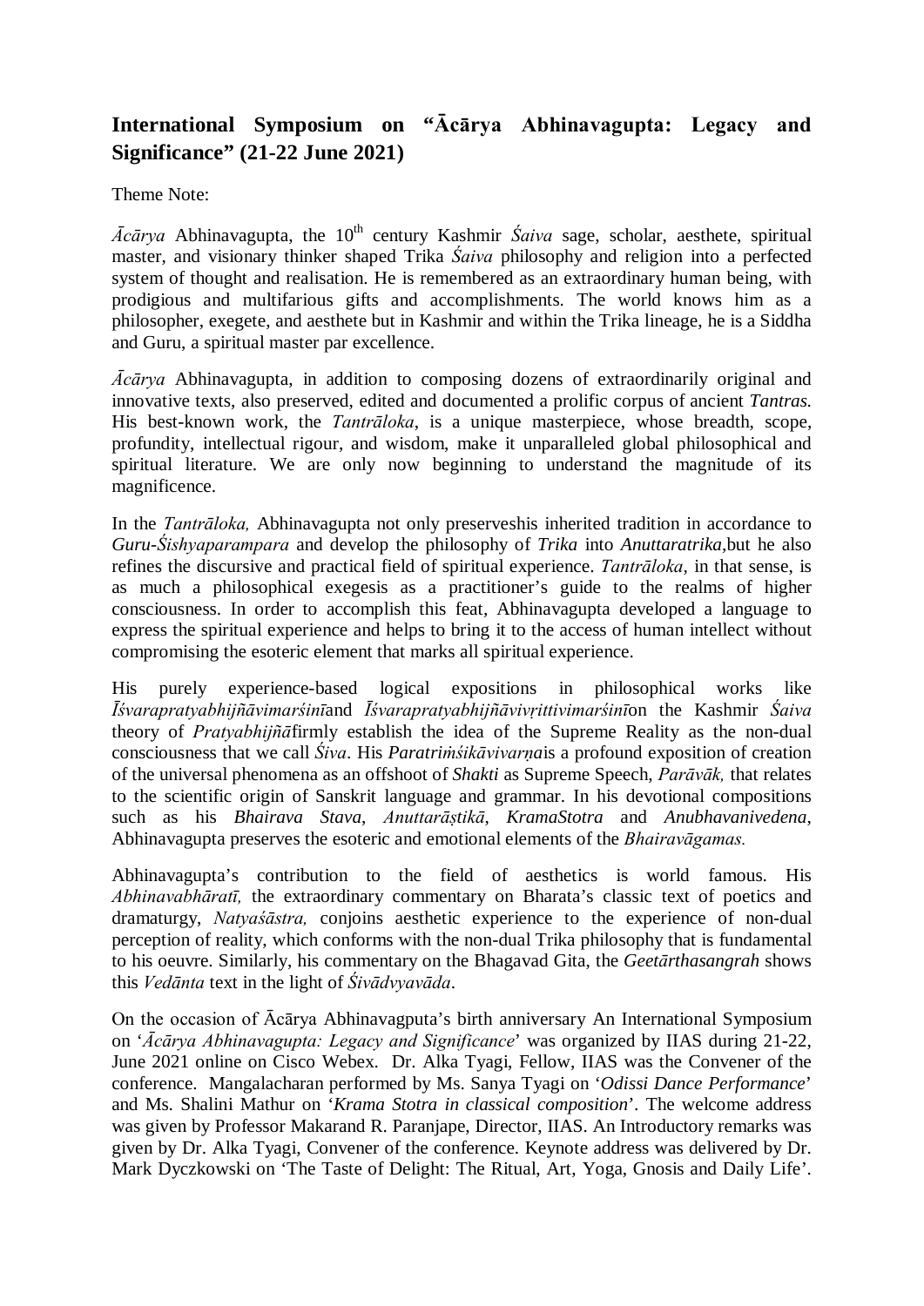## International Symposium on "Ācārya Abhinavagupta: Legacy and Significance" (21-22 June 2021)

Theme Note:

*Ācārya* Abhinavagupta, the 10th century Kashmir *Śaiva* sage, scholar, aesthete, spiritual master, and visionary thinker shaped Trika *Śaiva* philosophy and religion into a perfected system of thought and realisation. He is remembered as an extraordinary human being, with prodigious and multifarious gifts and accomplishments. The world knows him as a philosopher, exegete, and aesthete but in Kashmir and within the Trika lineage, he is a Siddha and Guru, a spiritual master par excellence.

*Ācārya* Abhinavagupta, in addition to composing dozens of extraordinarily original and innovative texts, also preserved, edited and documented a prolific corpus of ancient *Tantras.* His best-known work, the *Tantrāloka*, is a unique masterpiece, whose breadth, scope, profundity, intellectual rigour, and wisdom, make it unparalleled global philosophical and spiritual literature. We are only now beginning to understand the magnitude of its magnificence.

In the *Tantrāloka,* Abhinavagupta not only preserveshis inherited tradition in accordance to *Guru-Śishyaparampara* and develop the philosophy of *Trika* into *Anuttaratrika*,but he also refines the discursive and practical field of spiritual experience. *Tantrāloka,* in that sense, is as much a philosophical exegesis as a practitioner's guide to the realms of higher consciousness. In order to accomplish this feat, Abhinavagupta developed a language to express the spiritual experience and helps to bring it to the access of human intellect without compromising the esoteric element that marks all spiritual experience.

His purely experience-based logical expositions in philosophical works like *Īśvarapratyabhijñāvimarśinī*and *Īśvarapratyabhijñāvivṛittivimarśinī*on the Kashmir *Śaiva* theory of *Pratyabhijñā*firmly establish the idea of the Supreme Reality as the non-dual consciousness that we call *Śiva*. His *Paratriṁśikāvivarṇa*is a profound exposition of creation of the universal phenomena as an offshoot of *Shakti* as Supreme Speech, *Parāvāk,* that relates to the scientific origin of Sanskrit language and grammar. In his devotional compositions such as his *Bhairava Stava*, *Anuttarāṣtikā*, *KramaStotra* and *Anubhavanivedena*, Abhinavagupta preserves the esoteric and emotional elements of the *Bhairavāgamas.*

Abhinavagupta's contribution to the field of aesthetics is world famous. His *Abhinavabhāratī,* the extraordinary commentary on Bharata's classic text of poetics and dramaturgy, *Natyaśāstra,* conjoins aesthetic experience to the experience of non-dual perception of reality, which conforms with the non-dual Trika philosophy that is fundamental to his oeuvre. Similarly, his commentary on the Bhagavad Gita, the *Geetārthasangrah* shows this *Vedānta* text in the light of *Śivādvyavāda*.

On the occasion of Ācārya Abhinavagputa's birth anniversary An International Symposium on '*Ācārya Abhinavagupta: Legacy and Significance*' was organized by IIAS during 21-22, June 2021 online on Cisco Webex. Dr. Alka Tyagi, Fellow, IIAS was the Convener of the conference. Mangalacharan performed by Ms. Sanya Tyagi on '*Odissi Dance Performance*' and Ms. Shalini Mathur on '*Krama Stotra in classical composition*'. The welcome address was given by Professor Makarand R. Paranjape, Director, IIAS. An Introductory remarks was given by Dr. Alka Tyagi, Convener of the conference. Keynote address was delivered by Dr. Mark Dyczkowski on 'The Taste of Delight: The Ritual, Art, Yoga, Gnosis and Daily Life'.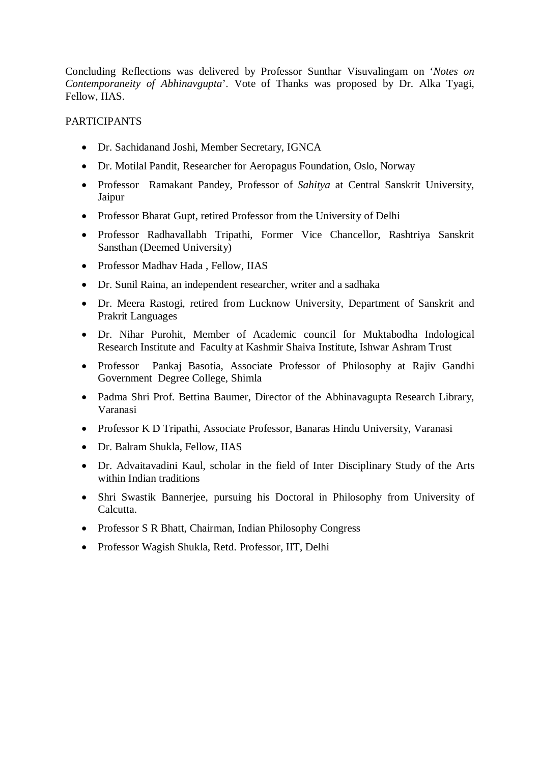Concluding Reflections was delivered by Professor Sunthar Visuvalingam on '*Notes on Contemporaneity of Abhinavgupta*'. Vote of Thanks was proposed by Dr. Alka Tyagi, Fellow, IIAS.

PARTICIPANTS

- Dr. Sachidanand Joshi, Member Secretary, IGNCA
- Dr. Motilal Pandit, Researcher for Aeropagus Foundation, Oslo, Norway
- Professor Ramakant Pandey, Professor of *Sahitya* at Central Sanskrit University, Jaipur
- Professor Bharat Gupt, retired Professor from the University of Delhi
- Professor Radhavallabh Tripathi, Former Vice Chancellor, Rashtriya Sanskrit Sansthan (Deemed University)
- Professor Madhav Hada , Fellow, IIAS
- Dr. Sunil Raina, an independent researcher, writer and a sadhaka
- Dr. Meera Rastogi, retired from Lucknow University, Department of Sanskrit and Prakrit Languages
- Dr. Nihar Purohit, Member of Academic council for Muktabodha Indological Research Institute and Faculty at Kashmir Shaiva Institute, Ishwar Ashram Trust
- Professor Pankaj Basotia, Associate Professor of Philosophy at Rajiv Gandhi Government Degree College, Shimla
- Padma Shri Prof. Bettina Baumer, Director of the Abhinavagupta Research Library, Varanasi
- Professor K D Tripathi, Associate Professor, Banaras Hindu University, Varanasi
- Dr. Balram Shukla, Fellow, IIAS
- Dr. Advaitavadini Kaul, scholar in the field of Inter Disciplinary Study of the Arts within Indian traditions
- Shri Swastik Bannerjee, pursuing his Doctoral in Philosophy from University of Calcutta.
- Professor S R Bhatt, Chairman, Indian Philosophy Congress
- Professor Wagish Shukla, Retd. Professor, IIT, Delhi